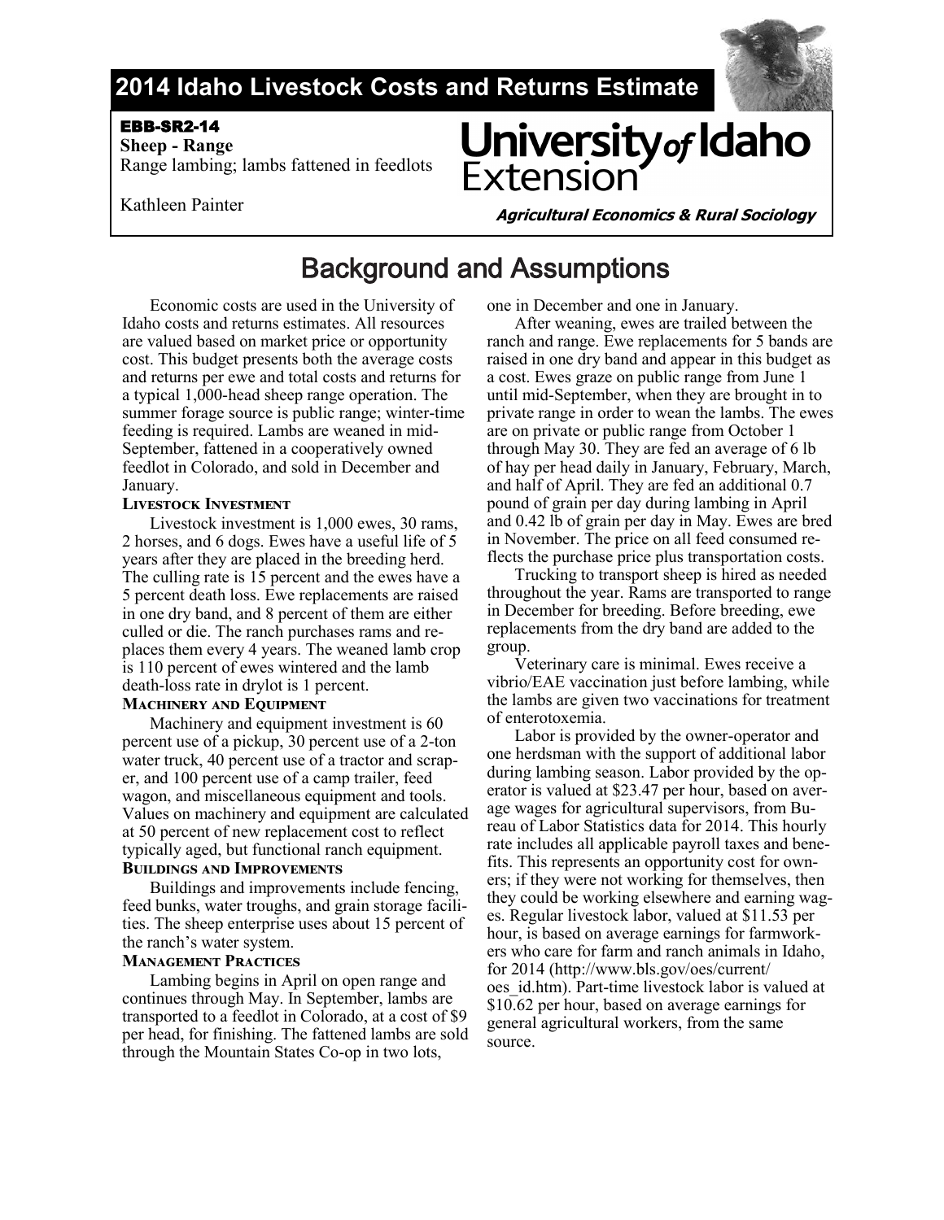# 2014 Idaho Livestock Costs and Returns Estimate

**EBB-SR2-14**

**Sheep - Range**

Range lambing; lambs fattened in feedlots

Kathleen Painter

**University of Idaho Extension**

***Agricultural Economics & Rural Sociology***

## Background and Assumptions

Economic costs are used in the University of Idaho costs and returns estimates. All resources are valued based on market price or opportunity cost. This budget presents both the average costs and returns per ewe and total costs and returns for a typical 1,000-head sheep range operation. The summer forage source is public range; winter-time feeding is required. Lambs are weaned in mid-September, fattened in a cooperatively owned feedlot in Colorado, and sold in December and January.

### Livestock Investment

Livestock investment is 1,000 ewes, 30 rams, 2 horses, and 6 dogs. Ewes have a useful life of 5 years after they are placed in the breeding herd. The culling rate is 15 percent and the ewes have a 5 percent death loss. Ewe replacements are raised in one dry band, and 8 percent of them are either culled or die. The ranch purchases rams and replaces them every 4 years. The weaned lamb crop is 110 percent of ewes wintered and the lamb death-loss rate in drylot is 1 percent.

### Machinery and Equipment

Machinery and equipment investment is 60 percent use of a pickup, 30 percent use of a 2-ton water truck, 40 percent use of a tractor and scraper, and 100 percent use of a camp trailer, feed wagon, and miscellaneous equipment and tools. Values on machinery and equipment are calculated at 50 percent of new replacement cost to reflect typically aged, but functional ranch equipment.

### Buildings and Improvements

Buildings and improvements include fencing, feed bunks, water troughs, and grain storage facilities. The sheep enterprise uses about 15 percent of the ranch's water system.

### Management Practices

Lambing begins in April on open range and continues through May. In September, lambs are transported to a feedlot in Colorado, at a cost of $9 per head, for finishing. The fattened lambs are sold through the Mountain States Co-op in two lots, one in December and one in January.

After weaning, ewes are trailed between the ranch and range. Ewe replacements for 5 bands are raised in one dry band and appear in this budget as a cost. Ewes graze on public range from June 1 until mid-September, when they are brought in to private range in order to wean the lambs. The ewes are on private or public range from October 1 through May 30. They are fed an average of 6 lb of hay per head daily in January, February, March, and half of April. They are fed an additional 0.7 pound of grain per day during lambing in April and 0.42 lb of grain per day in May. Ewes are bred in November. The price on all feed consumed reflects the purchase price plus transportation costs.

Trucking to transport sheep is hired as needed throughout the year. Rams are transported to range in December for breeding. Before breeding, ewe replacements from the dry band are added to the group.

Veterinary care is minimal. Ewes receive a vibrio/EAE vaccination just before lambing, while the lambs are given two vaccinations for treatment of enterotoxemia.

Labor is provided by the owner-operator and one herdsman with the support of additional labor during lambing season. Labor provided by the operator is valued at $23.47 per hour, based on average wages for agricultural supervisors, from Bureau of Labor Statistics data for 2014. This hourly rate includes all applicable payroll taxes and benefits. This represents an opportunity cost for owners; if they were not working for themselves, then they could be working elsewhere and earning wages. Regular livestock labor, valued at $11.53 per hour, is based on average earnings for farmworkers who care for farm and ranch animals in Idaho, for 2014 (http://www.bls.gov/oes/current/oes_id.htm). Part-time livestock labor is valued at $10.62 per hour, based on average earnings for general agricultural workers, from the same source.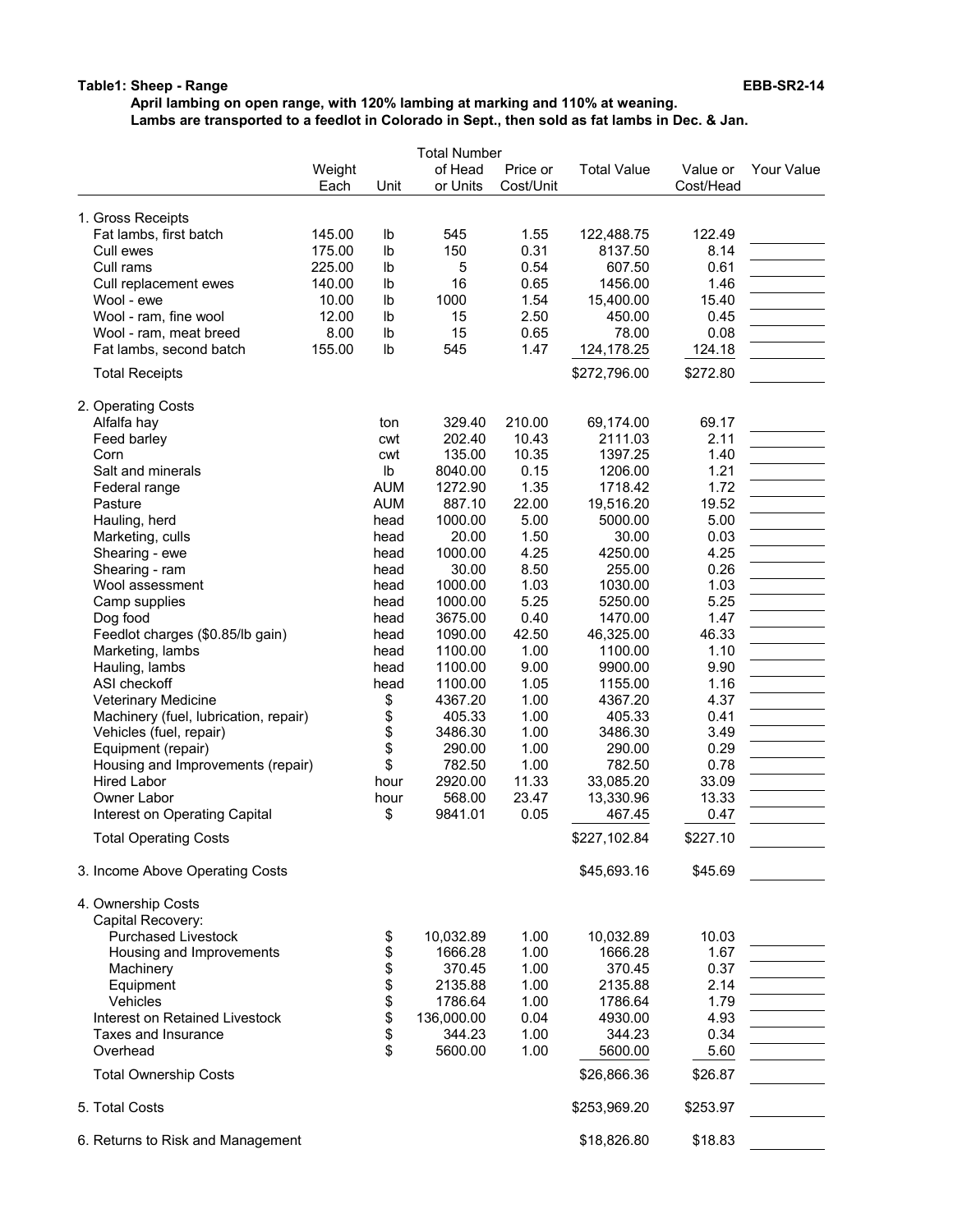**Table1: Sheep - Range** **EBB-SR2-14**

**April lambing on open range, with 120% lambing at marking and 110% at weaning.**
**Lambs are transported to a feedlot in Colorado in Sept., then sold as fat lambs in Dec. & Jan.**

| | Weight Each | Unit | Total Number of Head or Units | Price or Cost/Unit | Total Value | Value or Cost/Head | Your Value |
|---|---|---|---|---|---|---|---|
| 1. Gross Receipts | | | | | | | |
| Fat lambs, first batch | 145.00 | lb | 545 | 1.55 | 122,488.75 | 122.49 | |
| Cull ewes | 175.00 | lb | 150 | 0.31 | 8137.50 | 8.14 | |
| Cull rams | 225.00 | lb | 5 | 0.54 | 607.50 | 0.61 | |
| Cull replacement ewes | 140.00 | lb | 16 | 0.65 | 1456.00 | 1.46 | |
| Wool - ewe | 10.00 | lb | 1000 | 1.54 | 15,400.00 | 15.40 | |
| Wool - ram, fine wool | 12.00 | lb | 15 | 2.50 | 450.00 | 0.45 | |
| Wool - ram, meat breed | 8.00 | lb | 15 | 0.65 | 78.00 | 0.08 | |
| Fat lambs, second batch | 155.00 | lb | 545 | 1.47 | 124,178.25 | 124.18 | |
| Total Receipts | | | | | $272,796.00 | $272.80 | |
| 2. Operating Costs | | | | | | | |
| Alfalfa hay | | ton | 329.40 | 210.00 | 69,174.00 | 69.17 | |
| Feed barley | | cwt | 202.40 | 10.43 | 2111.03 | 2.11 | |
| Corn | | cwt | 135.00 | 10.35 | 1397.25 | 1.40 | |
| Salt and minerals | | lb | 8040.00 | 0.15 | 1206.00 | 1.21 | |
| Federal range | | AUM | 1272.90 | 1.35 | 1718.42 | 1.72 | |
| Pasture | | AUM | 887.10 | 22.00 | 19,516.20 | 19.52 | |
| Hauling, herd | | head | 1000.00 | 5.00 | 5000.00 | 5.00 | |
| Marketing, culls | | head | 20.00 | 1.50 | 30.00 | 0.03 | |
| Shearing - ewe | | head | 1000.00 | 4.25 | 4250.00 | 4.25 | |
| Shearing - ram | | head | 30.00 | 8.50 | 255.00 | 0.26 | |
| Wool assessment | | head | 1000.00 | 1.03 | 1030.00 | 1.03 | |
| Camp supplies | | head | 1000.00 | 5.25 | 5250.00 | 5.25 | |
| Dog food | | head | 3675.00 | 0.40 | 1470.00 | 1.47 | |
| Feedlot charges ($0.85/lb gain) | | head | 1090.00 | 42.50 | 46,325.00 | 46.33 | |
| Marketing, lambs | | head | 1100.00 | 1.00 | 1100.00 | 1.10 | |
| Hauling, lambs | | head | 1100.00 | 9.00 | 9900.00 | 9.90 | |
| ASI checkoff | | head | 1100.00 | 1.05 | 1155.00 | 1.16 | |
| Veterinary Medicine | | $ | 4367.20 | 1.00 | 4367.20 | 4.37 | |
| Machinery (fuel, lubrication, repair) | | $ | 405.33 | 1.00 | 405.33 | 0.41 | |
| Vehicles (fuel, repair) | | $ | 3486.30 | 1.00 | 3486.30 | 3.49 | |
| Equipment (repair) | | $ | 290.00 | 1.00 | 290.00 | 0.29 | |
| Housing and Improvements (repair) | | $ | 782.50 | 1.00 | 782.50 | 0.78 | |
| Hired Labor | | hour | 2920.00 | 11.33 | 33,085.20 | 33.09 | |
| Owner Labor | | hour | 568.00 | 23.47 | 13,330.96 | 13.33 | |
| Interest on Operating Capital | | $ | 9841.01 | 0.05 | 467.45 | 0.47 | |
| Total Operating Costs | | | | | $227,102.84 | $227.10 | |
| 3. Income Above Operating Costs | | | | | $45,693.16 | $45.69 | |
| 4. Ownership Costs | | | | | | | |
| Capital Recovery: | | | | | | | |
| Purchased Livestock | | $ | 10,032.89 | 1.00 | 10,032.89 | 10.03 | |
| Housing and Improvements | | $ | 1666.28 | 1.00 | 1666.28 | 1.67 | |
| Machinery | | $ | 370.45 | 1.00 | 370.45 | 0.37 | |
| Equipment | | $ | 2135.88 | 1.00 | 2135.88 | 2.14 | |
| Vehicles | | $ | 1786.64 | 1.00 | 1786.64 | 1.79 | |
| Interest on Retained Livestock | | $ | 136,000.00 | 0.04 | 4930.00 | 4.93 | |
| Taxes and Insurance | | $ | 344.23 | 1.00 | 344.23 | 0.34 | |
| Overhead | | $ | 5600.00 | 1.00 | 5600.00 | 5.60 | |
| Total Ownership Costs | | | | | $26,866.36 | $26.87 | |
| 5. Total Costs | | | | | $253,969.20 | $253.97 | |
| 6. Returns to Risk and Management | | | | | $18,826.80 | $18.83 | |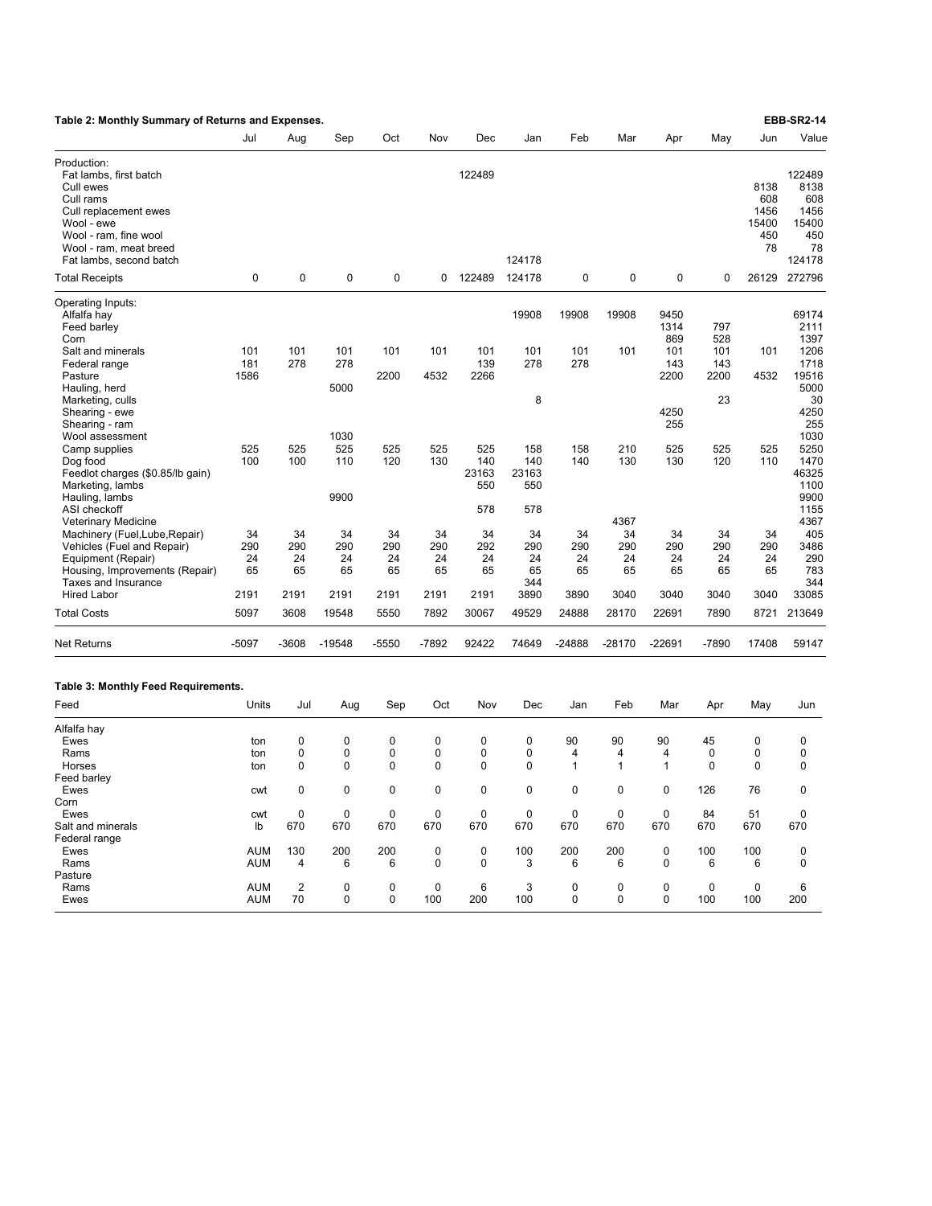**Table 2: Monthly Summary of Returns and Expenses.**

| | Jul | Aug | Sep | Oct | Nov | Dec | Jan | Feb | Mar | Apr | May | Jun | Value |
|---|---|---|---|---|---|---|---|---|---|---|---|---|---|
| Production: | | | | | | | | | | | | | |
| Fat lambs, first batch | | | | | | 122489 | | | | | | | 122489 |
| Cull ewes | | | | | | | | | | | | 8138 | 8138 |
| Cull rams | | | | | | | | | | | | 608 | 608 |
| Cull replacement ewes | | | | | | | | | | | | 1456 | 1456 |
| Wool - ewe | | | | | | | | | | | | 15400 | 15400 |
| Wool - ram, fine wool | | | | | | | | | | | | 450 | 450 |
| Wool - ram, meat breed | | | | | | | | | | | | 78 | 78 |
| Fat lambs, second batch | | | | | | | 124178 | | | | | | 124178 |
| Total Receipts | 0 | 0 | 0 | 0 | 0 | 122489 | 124178 | 0 | 0 | 0 | 0 | 26129 | 272796 |
| Operating Inputs: | | | | | | | | | | | | | |
| Alfalfa hay | | | | | | | 19908 | 19908 | 19908 | 9450 | | | 69174 |
| Feed barley | | | | | | | | | | 1314 | 797 | | 2111 |
| Corn | | | | | | | | | | 869 | 528 | | 1397 |
| Salt and minerals | 101 | 101 | 101 | 101 | 101 | 101 | 101 | 101 | 101 | 101 | 101 | 101 | 1206 |
| Federal range | 181 | 278 | 278 | | | 139 | 278 | 278 | | 143 | 143 | | 1718 |
| Pasture | 1586 | | | 2200 | 4532 | 2266 | | | | 2200 | 2200 | 4532 | 19516 |
| Hauling, herd | | | 5000 | | | | | | | | | | 5000 |
| Marketing, culls | | | | | | | 8 | | | | 23 | | 30 |
| Shearing - ewe | | | | | | | | | | 4250 | | | 4250 |
| Shearing - ram | | | | | | | | | | 255 | | | 255 |
| Wool assessment | | | 1030 | | | | | | | | | | 1030 |
| Camp supplies | 525 | 525 | 525 | 525 | 525 | 525 | 158 | 158 | 210 | 525 | 525 | 525 | 5250 |
| Dog food | 100 | 100 | 110 | 120 | 130 | 140 | 140 | 140 | 130 | 130 | 120 | 110 | 1470 |
| Feedlot charges ($0.85/lb gain) | | | | | | 23163 | 23163 | | | | | | 46325 |
| Marketing, lambs | | | | | | 550 | 550 | | | | | | 1100 |
| Hauling, lambs | | | 9900 | | | | | | | | | | 9900 |
| ASI checkoff | | | | | | 578 | 578 | | | | | | 1155 |
| Veterinary Medicine | | | | | | | | | 4367 | | | | 4367 |
| Machinery (Fuel,Lube,Repair) | 34 | 34 | 34 | 34 | 34 | 34 | 34 | 34 | 34 | 34 | 34 | 34 | 405 |
| Vehicles (Fuel and Repair) | 290 | 290 | 290 | 290 | 290 | 292 | 290 | 290 | 290 | 290 | 290 | 290 | 3486 |
| Equipment (Repair) | 24 | 24 | 24 | 24 | 24 | 24 | 24 | 24 | 24 | 24 | 24 | 24 | 290 |
| Housing, Improvements (Repair) | 65 | 65 | 65 | 65 | 65 | 65 | 65 | 65 | 65 | 65 | 65 | 65 | 783 |
| Taxes and Insurance | | | | | | | 344 | | | | | | 344 |
| Hired Labor | 2191 | 2191 | 2191 | 2191 | 2191 | 2191 | 3890 | 3890 | 3040 | 3040 | 3040 | 3040 | 33085 |
| Total Costs | 5097 | 3608 | 19548 | 5550 | 7892 | 30067 | 49529 | 24888 | 28170 | 22691 | 7890 | 8721 | 213649 |
| Net Returns | -5097 | -3608 | -19548 | -5550 | -7892 | 92422 | 74649 | -24888 | -28170 | -22691 | -7890 | 17408 | 59147 |

**Table 3: Monthly Feed Requirements.**

| Feed | Units | Jul | Aug | Sep | Oct | Nov | Dec | Jan | Feb | Mar | Apr | May | Jun |
|---|---|---|---|---|---|---|---|---|---|---|---|---|---|
| Alfalfa hay | | | | | | | | | | | | | |
| Ewes | ton | 0 | 0 | 0 | 0 | 0 | 0 | 90 | 90 | 90 | 45 | 0 | 0 |
| Rams | ton | 0 | 0 | 0 | 0 | 0 | 0 | 4 | 4 | 4 | 0 | 0 | 0 |
| Horses | ton | 0 | 0 | 0 | 0 | 0 | 0 | 1 | 1 | 1 | 0 | 0 | 0 |
| Feed barley | | | | | | | | | | | | | |
| Ewes | cwt | 0 | 0 | 0 | 0 | 0 | 0 | 0 | 0 | 0 | 126 | 76 | 0 |
| Corn | | | | | | | | | | | | | |
| Ewes | cwt | 0 | 0 | 0 | 0 | 0 | 0 | 0 | 0 | 0 | 84 | 51 | 0 |
| Salt and minerals | lb | 670 | 670 | 670 | 670 | 670 | 670 | 670 | 670 | 670 | 670 | 670 | 670 |
| Federal range | | | | | | | | | | | | | |
| Ewes | AUM | 130 | 200 | 200 | 0 | 0 | 100 | 200 | 200 | 0 | 100 | 100 | 0 |
| Rams | AUM | 4 | 6 | 6 | 0 | 0 | 3 | 6 | 6 | 0 | 6 | 6 | 0 |
| Pasture | | | | | | | | | | | | | |
| Rams | AUM | 2 | 0 | 0 | 0 | 6 | 3 | 0 | 0 | 0 | 0 | 0 | 6 |
| Ewes | AUM | 70 | 0 | 0 | 100 | 200 | 100 | 0 | 0 | 0 | 100 | 100 | 200 |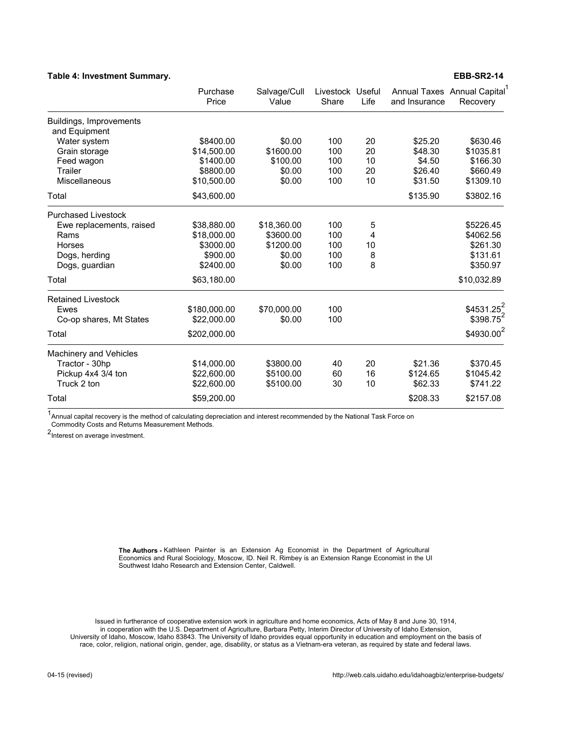**Table 4: Investment Summary.** **EBB-SR2-14**

| | Purchase Price | Salvage/Cull Value | Livestock Share | Useful Life | Annual Taxes and Insurance | Annual Capital Recovery[1] |
|---|---|---|---|---|---|---|
| Buildings, Improvements and Equipment | | | | | | |
| Water system | $8400.00 | $0.00 | 100 | 20 | $25.20 | $630.46 |
| Grain storage | $14,500.00 | $1600.00 | 100 | 20 | $48.30 | $1035.81 |
| Feed wagon | $1400.00 | $100.00 | 100 | 10 | $4.50 | $166.30 |
| Trailer | $8800.00 | $0.00 | 100 | 20 | $26.40 | $660.49 |
| Miscellaneous | $10,500.00 | $0.00 | 100 | 10 | $31.50 | $1309.10 |
| Total | $43,600.00 | | | | $135.90 | $3802.16 |
| Purchased Livestock | | | | | | |
| Ewe replacements, raised | $38,880.00 | $18,360.00 | 100 | 5 | | $5226.45 |
| Rams | $18,000.00 | $3600.00 | 100 | 4 | | $4062.56 |
| Horses | $3000.00 | $1200.00 | 100 | 10 | | $261.30 |
| Dogs, herding | $900.00 | $0.00 | 100 | 8 | | $131.61 |
| Dogs, guardian | $2400.00 | $0.00 | 100 | 8 | | $350.97 |
| Total | $63,180.00 | | | | | $10,032.89 |
| Retained Livestock | | | | | | |
| Ewes | $180,000.00 | $70,000.00 | 100 | | | $4531.25[2] |
| Co-op shares, Mt States | $22,000.00 | $0.00 | 100 | | | $398.75[2] |
| Total | $202,000.00 | | | | | $4930.00[2] |
| Machinery and Vehicles | | | | | | |
| Tractor - 30hp | $14,000.00 | $3800.00 | 40 | 20 | $21.36 | $370.45 |
| Pickup 4x4 3/4 ton | $22,600.00 | $5100.00 | 60 | 16 | $124.65 | $1045.42 |
| Truck 2 ton | $22,600.00 | $5100.00 | 30 | 10 | $62.33 | $741.22 |
| Total | $59,200.00 | | | | $208.33 | $2157.08 |

[1] Annual capital recovery is the method of calculating depreciation and interest recommended by the National Task Force on Commodity Costs and Returns Measurement Methods.

[2] Interest on average investment.

**The Authors -** Kathleen Painter is an Extension Ag Economist in the Department of Agricultural Economics and Rural Sociology, Moscow, ID. Neil R. Rimbey is an Extension Range Economist in the UI Southwest Idaho Research and Extension Center, Caldwell.

Issued in furtherance of cooperative extension work in agriculture and home economics, Acts of May 8 and June 30, 1914, in cooperation with the U.S. Department of Agriculture, Barbara Petty, Interim Director of University of Idaho Extension, University of Idaho, Moscow, Idaho 83843. The University of Idaho provides equal opportunity in education and employment on the basis of race, color, religion, national origin, gender, age, disability, or status as a Vietnam-era veteran, as required by state and federal laws.

04-15 (revised) http://web.cals.uidaho.edu/idahoagbiz/enterprise-budgets/